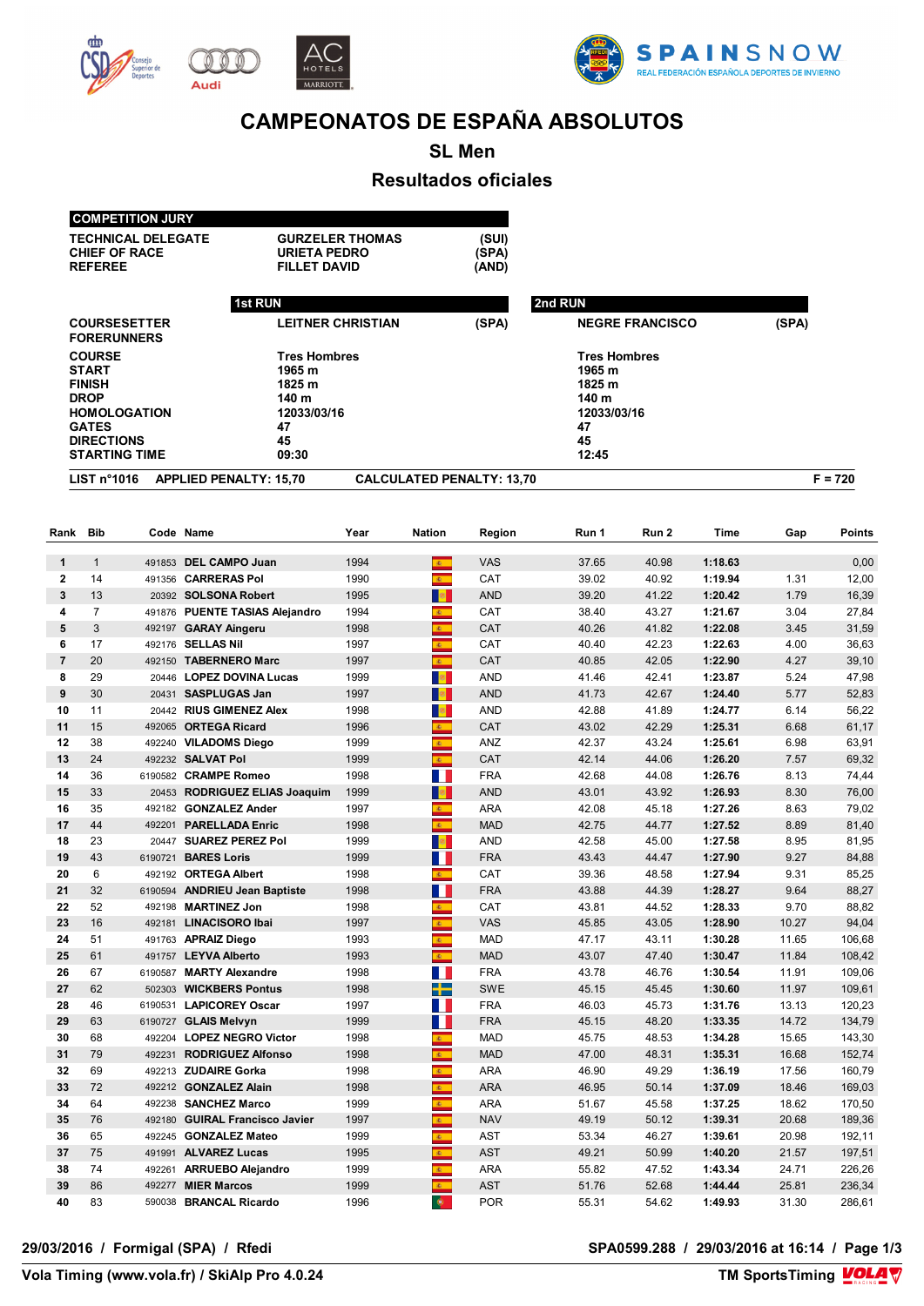# CAMPEONATOS DE ESPAÑA ABSOLUTOS

## SL Men

## Resultados oficiales

| COMPETITION JURY | | |
|---|---|---|
| TECHNICAL DELEGATE | GURZELER THOMAS | (SUI) |
| CHIEF OF RACE | URIETA PEDRO | (SPA) |
| REFEREE | FILLET DAVID | (AND) |

| | 1st RUN | | 2nd RUN | |
|---|---|---|---|---|
| COURSESETTER | LEITNER CHRISTIAN | (SPA) | NEGRE FRANCISCO | (SPA) |
| FORERUNNERS | | | | |
| COURSE | Tres Hombres | | Tres Hombres | |
| START | 1965 m | | 1965 m | |
| FINISH | 1825 m | | 1825 m | |
| DROP | 140 m | | 140 m | |
| HOMOLOGATION | 12033/03/16 | | 12033/03/16 | |
| GATES | 47 | | 47 | |
| DIRECTIONS | 45 | | 45 | |
| STARTING TIME | 09:30 | | 12:45 | |

**LIST n°1016 APPLIED PENALTY: 15,70 CALCULATED PENALTY: 13,70 F = 720**

| Rank | Bib | Code | Name | Year | Nation | Region | Run 1 | Run 2 | Time | Gap | Points |
|---|---|---|---|---|---|---|---|---|---|---|---|
| 1 | 1 | 491853 | DEL CAMPO Juan | 1994 | | VAS | 37.65 | 40.98 | 1:18.63 | | 0,00 |
| 2 | 14 | 491356 | CARRERAS Pol | 1990 | | CAT | 39.02 | 40.92 | 1:19.94 | 1.31 | 12,00 |
| 3 | 13 | 20392 | SOLSONA Robert | 1995 | | AND | 39.20 | 41.22 | 1:20.42 | 1.79 | 16,39 |
| 4 | 7 | 491876 | PUENTE TASIAS Alejandro | 1994 | | CAT | 38.40 | 43.27 | 1:21.67 | 3.04 | 27,84 |
| 5 | 3 | 492197 | GARAY Aingeru | 1998 | | CAT | 40.26 | 41.82 | 1:22.08 | 3.45 | 31,59 |
| 6 | 17 | 492176 | SELLAS Nil | 1997 | | CAT | 40.40 | 42.23 | 1:22.63 | 4.00 | 36,63 |
| 7 | 20 | 492150 | TABERNERO Marc | 1997 | | CAT | 40.85 | 42.05 | 1:22.90 | 4.27 | 39,10 |
| 8 | 29 | 20446 | LOPEZ DOVINA Lucas | 1999 | | AND | 41.46 | 42.41 | 1:23.87 | 5.24 | 47,98 |
| 9 | 30 | 20431 | SASPLUGAS Jan | 1997 | | AND | 41.73 | 42.67 | 1:24.40 | 5.77 | 52,83 |
| 10 | 11 | 20442 | RIUS GIMENEZ Alex | 1998 | | AND | 42.88 | 41.89 | 1:24.77 | 6.14 | 56,22 |
| 11 | 15 | 492065 | ORTEGA Ricard | 1996 | | CAT | 43.02 | 42.29 | 1:25.31 | 6.68 | 61,17 |
| 12 | 38 | 492240 | VILADOMS Diego | 1999 | | ANZ | 42.37 | 43.24 | 1:25.61 | 6.98 | 63,91 |
| 13 | 24 | 492232 | SALVAT Pol | 1999 | | CAT | 42.14 | 44.06 | 1:26.20 | 7.57 | 69,32 |
| 14 | 36 | 6190582 | CRAMPE Romeo | 1998 | | FRA | 42.68 | 44.08 | 1:26.76 | 8.13 | 74,44 |
| 15 | 33 | 20453 | RODRIGUEZ ELIAS Joaquim | 1999 | | AND | 43.01 | 43.92 | 1:26.93 | 8.30 | 76,00 |
| 16 | 35 | 492182 | GONZALEZ Ander | 1997 | | ARA | 42.08 | 45.18 | 1:27.26 | 8.63 | 79,02 |
| 17 | 44 | 492201 | PARELLADA Enric | 1998 | | MAD | 42.75 | 44.77 | 1:27.52 | 8.89 | 81,40 |
| 18 | 23 | 20447 | SUAREZ PEREZ Pol | 1999 | | AND | 42.58 | 45.00 | 1:27.58 | 8.95 | 81,95 |
| 19 | 43 | 6190721 | BARES Loris | 1999 | | FRA | 43.43 | 44.47 | 1:27.90 | 9.27 | 84,88 |
| 20 | 6 | 492192 | ORTEGA Albert | 1998 | | CAT | 39.36 | 48.58 | 1:27.94 | 9.31 | 85,25 |
| 21 | 32 | 6190594 | ANDRIEU Jean Baptiste | 1998 | | FRA | 43.88 | 44.39 | 1:28.27 | 9.64 | 88,27 |
| 22 | 52 | 492198 | MARTINEZ Jon | 1998 | | CAT | 43.81 | 44.52 | 1:28.33 | 9.70 | 88,82 |
| 23 | 16 | 492181 | LINACISORO Ibai | 1997 | | VAS | 45.85 | 43.05 | 1:28.90 | 10.27 | 94,04 |
| 24 | 51 | 491763 | APRAIZ Diego | 1993 | | MAD | 47.17 | 43.11 | 1:30.28 | 11.65 | 106,68 |
| 25 | 61 | 491757 | LEYVA Alberto | 1993 | | MAD | 43.07 | 47.40 | 1:30.47 | 11.84 | 108,42 |
| 26 | 67 | 6190587 | MARTY Alexandre | 1998 | | FRA | 43.78 | 46.76 | 1:30.54 | 11.91 | 109,06 |
| 27 | 62 | 502303 | WICKBERS Pontus | 1998 | | SWE | 45.15 | 45.45 | 1:30.60 | 11.97 | 109,61 |
| 28 | 46 | 6190531 | LAPICOREY Oscar | 1997 | | FRA | 46.03 | 45.73 | 1:31.76 | 13.13 | 120,23 |
| 29 | 63 | 6190727 | GLAIS Melvyn | 1999 | | FRA | 45.15 | 48.20 | 1:33.35 | 14.72 | 134,79 |
| 30 | 68 | 492204 | LOPEZ NEGRO Victor | 1998 | | MAD | 45.75 | 48.53 | 1:34.28 | 15.65 | 143,30 |
| 31 | 79 | 492231 | RODRIGUEZ Alfonso | 1998 | | MAD | 47.00 | 48.31 | 1:35.31 | 16.68 | 152,74 |
| 32 | 69 | 492213 | ZUDAIRE Gorka | 1998 | | ARA | 46.90 | 49.29 | 1:36.19 | 17.56 | 160,79 |
| 33 | 72 | 492212 | GONZALEZ Alain | 1998 | | ARA | 46.95 | 50.14 | 1:37.09 | 18.46 | 169,03 |
| 34 | 64 | 492238 | SANCHEZ Marco | 1999 | | ARA | 51.67 | 45.58 | 1:37.25 | 18.62 | 170,50 |
| 35 | 76 | 492180 | GUIRAL Francisco Javier | 1997 | | NAV | 49.19 | 50.12 | 1:39.31 | 20.68 | 189,36 |
| 36 | 65 | 492245 | GONZALEZ Mateo | 1999 | | AST | 53.34 | 46.27 | 1:39.61 | 20.98 | 192,11 |
| 37 | 75 | 491991 | ALVAREZ Lucas | 1995 | | AST | 49.21 | 50.99 | 1:40.20 | 21.57 | 197,51 |
| 38 | 74 | 492261 | ARRUEBO Alejandro | 1999 | | ARA | 55.82 | 47.52 | 1:43.34 | 24.71 | 226,26 |
| 39 | 86 | 492277 | MIER Marcos | 1999 | | AST | 51.76 | 52.68 | 1:44.44 | 25.81 | 236,34 |
| 40 | 83 | 590038 | BRANCAL Ricardo | 1996 | | POR | 55.31 | 54.62 | 1:49.93 | 31.30 | 286,61 |

29/03/2016 / Formigal (SPA) / Rfedi — SPA0599.288 / 29/03/2016 at 16:14

Vola Timing (www.vola.fr) / SkiAlp Pro 4.0.24 — TM SportsTiming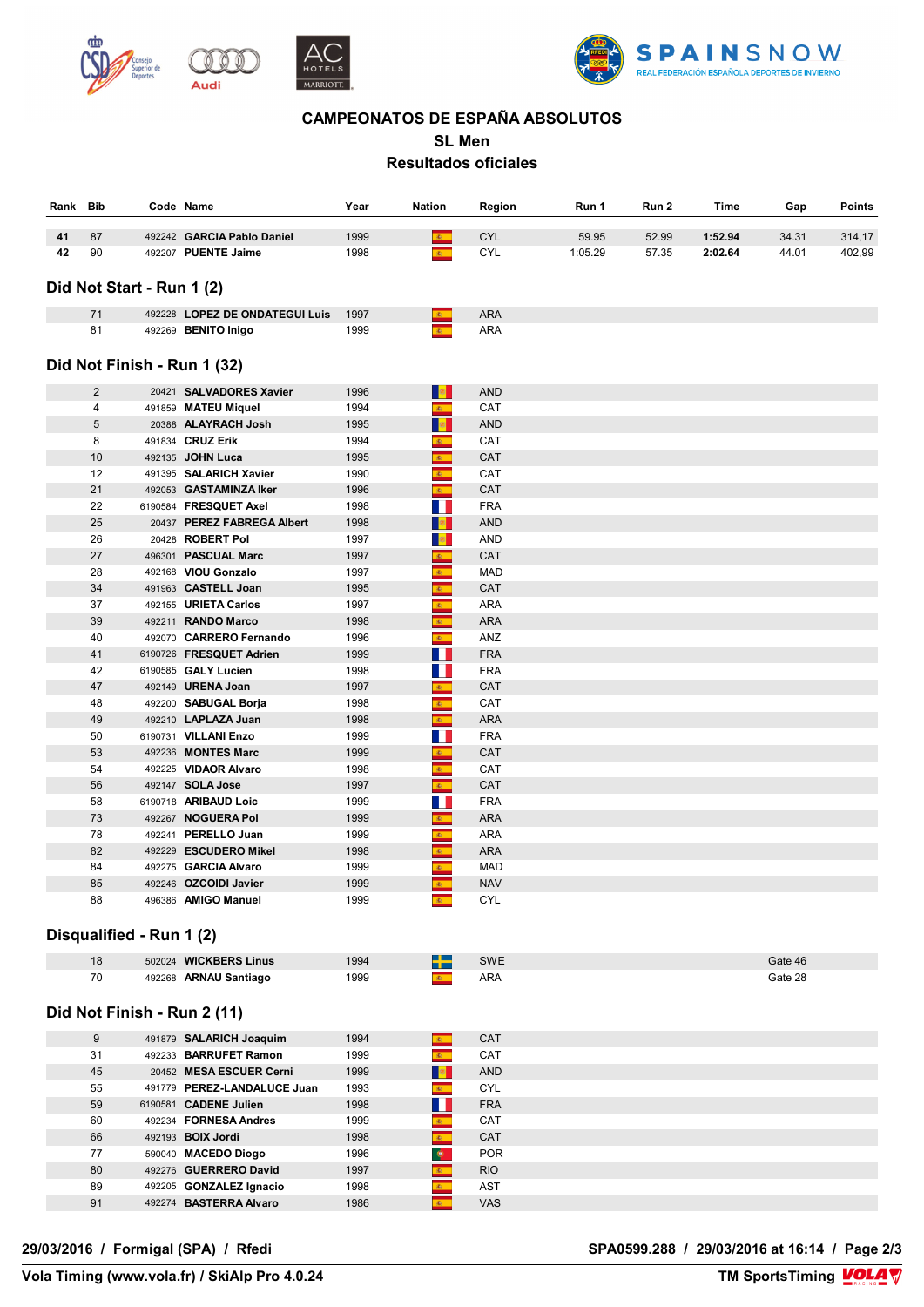# CAMPEONATOS DE ESPAÑA ABSOLUTOS

## SL Men

## Resultados oficiales

| Rank | Bib | Code | Name | Year | Nation | Region | Run 1 | Run 2 | Time | Gap | Points |
|---|---|---|---|---|---|---|---|---|---|---|---|
| **41** | 87 | 492242 | **GARCIA Pablo Daniel** | 1999 | | CYL | 59.95 | 52.99 | **1:52.94** | 34.31 | 314,17 |
| **42** | 90 | 492207 | **PUENTE Jaime** | 1998 | | CYL | 1:05.29 | 57.35 | **2:02.64** | 44.01 | 402,99 |

## Did Not Start - Run 1 (2)

| Bib | Code | Name | Year | Nation | Region |
|---|---|---|---|---|---|
| 71 | 492228 | **LOPEZ DE ONDATEGUI Luis** | 1997 | | ARA |
| 81 | 492269 | **BENITO Inigo** | 1999 | | ARA |

## Did Not Finish - Run 1 (32)

| Bib | Code | Name | Year | Nation | Region |
|---|---|---|---|---|---|
| 2 | 20421 | **SALVADORES Xavier** | 1996 | | AND |
| 4 | 491859 | **MATEU Miquel** | 1994 | | CAT |
| 5 | 20388 | **ALAYRACH Josh** | 1995 | | AND |
| 8 | 491834 | **CRUZ Erik** | 1994 | | CAT |
| 10 | 492135 | **JOHN Luca** | 1995 | | CAT |
| 12 | 491395 | **SALARICH Xavier** | 1990 | | CAT |
| 21 | 492053 | **GASTAMINZA Iker** | 1996 | | CAT |
| 22 | 6190584 | **FRESQUET Axel** | 1998 | | FRA |
| 25 | 20437 | **PEREZ FABREGA Albert** | 1998 | | AND |
| 26 | 20428 | **ROBERT Pol** | 1997 | | AND |
| 27 | 496301 | **PASCUAL Marc** | 1997 | | CAT |
| 28 | 492168 | **VIOU Gonzalo** | 1997 | | MAD |
| 34 | 491963 | **CASTELL Joan** | 1995 | | CAT |
| 37 | 492155 | **URIETA Carlos** | 1997 | | ARA |
| 39 | 492211 | **RANDO Marco** | 1998 | | ARA |
| 40 | 492070 | **CARRERO Fernando** | 1996 | | ANZ |
| 41 | 6190726 | **FRESQUET Adrien** | 1999 | | FRA |
| 42 | 6190585 | **GALY Lucien** | 1998 | | FRA |
| 47 | 492149 | **URENA Joan** | 1997 | | CAT |
| 48 | 492200 | **SABUGAL Borja** | 1998 | | CAT |
| 49 | 492210 | **LAPLAZA Juan** | 1998 | | ARA |
| 50 | 6190731 | **VILLANI Enzo** | 1999 | | FRA |
| 53 | 492236 | **MONTES Marc** | 1999 | | CAT |
| 54 | 492225 | **VIDAOR Alvaro** | 1998 | | CAT |
| 56 | 492147 | **SOLA Jose** | 1997 | | CAT |
| 58 | 6190718 | **ARIBAUD Loic** | 1999 | | FRA |
| 73 | 492267 | **NOGUERA Pol** | 1999 | | ARA |
| 78 | 492241 | **PERELLO Juan** | 1999 | | ARA |
| 82 | 492229 | **ESCUDERO Mikel** | 1998 | | ARA |
| 84 | 492275 | **GARCIA Alvaro** | 1999 | | MAD |
| 85 | 492246 | **OZCOIDI Javier** | 1999 | | NAV |
| 88 | 496386 | **AMIGO Manuel** | 1999 | | CYL |

## Disqualified - Run 1 (2)

| Bib | Code | Name | Year | Nation | Region | Reason |
|---|---|---|---|---|---|---|
| 18 | 502024 | **WICKBERS Linus** | 1994 | | SWE | Gate 46 |
| 70 | 492268 | **ARNAU Santiago** | 1999 | | ARA | Gate 28 |

## Did Not Finish - Run 2 (11)

| Bib | Code | Name | Year | Nation | Region |
|---|---|---|---|---|---|
| 9 | 491879 | **SALARICH Joaquim** | 1994 | | CAT |
| 31 | 492233 | **BARRUFET Ramon** | 1999 | | CAT |
| 45 | 20452 | **MESA ESCUER Cerni** | 1999 | | AND |
| 55 | 491779 | **PEREZ-LANDALUCE Juan** | 1993 | | CYL |
| 59 | 6190581 | **CADENE Julien** | 1998 | | FRA |
| 60 | 492234 | **FORNESA Andres** | 1999 | | CAT |
| 66 | 492193 | **BOIX Jordi** | 1998 | | CAT |
| 77 | 590040 | **MACEDO Diogo** | 1996 | | POR |
| 80 | 492276 | **GUERRERO David** | 1997 | | RIO |
| 89 | 492205 | **GONZALEZ Ignacio** | 1998 | | AST |
| 91 | 492274 | **BASTERRA Alvaro** | 1986 | | VAS |

**29/03/2016 / Formigal (SPA) / Rfedi** — **SPA0599.288 / 29/03/2016 at 16:14**

**Vola Timing (www.vola.fr) / SkiAlp Pro 4.0.24** — **TM SportsTiming**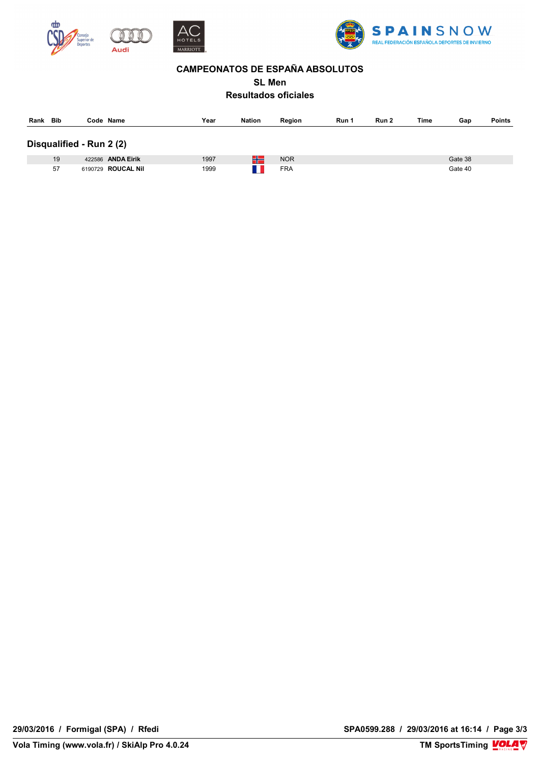**CAMPEONATOS DE ESPAÑA ABSOLUTOS**

**SL Men**

**Resultados oficiales**

| Rank | Bib | Code | Name | Year | Nation | Region | Run 1 | Run 2 | Time | Gap | Points |
|---|---|---|---|---|---|---|---|---|---|---|---|

## Disqualified - Run 2 (2)

| Rank | Bib | Code | Name | Year | Nation | Region | Run 1 | Run 2 | Time | Gap | Points |
|---|---|---|---|---|---|---|---|---|---|---|---|
| | 19 | 422586 | **ANDA Eirik** | 1997 | | NOR | | | | Gate 38 | |
| | 57 | 6190729 | **ROUCAL Nil** | 1999 | | FRA | | | | Gate 40 | |

29/03/2016 / Formigal (SPA) / Rfedi

SPA0599.288 / 29/03/2016 at 16:14

Vola Timing (www.vola.fr) / SkiAlp Pro 4.0.24

TM SportsTiming